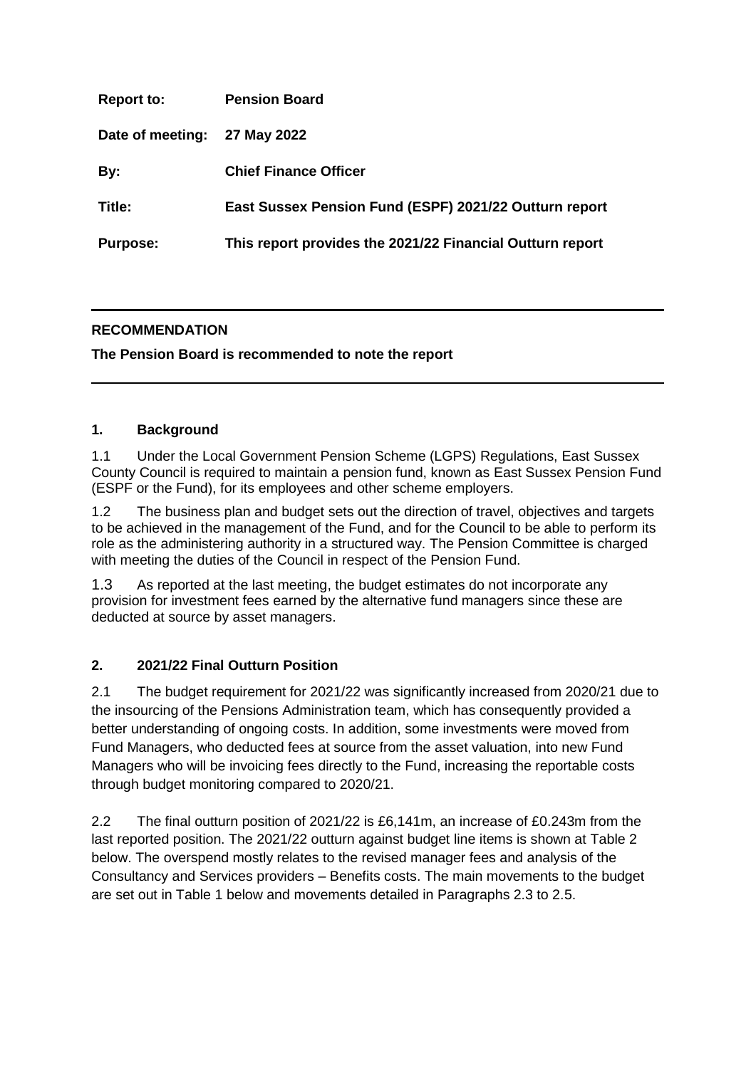| **Report to:** | **Pension Board** |
|---|---|
| **Date of meeting:** | **27 May 2022** |
| **By:** | **Chief Finance Officer** |
| **Title:** | **East Sussex Pension Fund (ESPF) 2021/22 Outturn report** |
| **Purpose:** | **This report provides the 2021/22 Financial Outturn report** |

---

**RECOMMENDATION**

**The Pension Board is recommended to note the report**

---

## 1. Background

1.1 Under the Local Government Pension Scheme (LGPS) Regulations, East Sussex County Council is required to maintain a pension fund, known as East Sussex Pension Fund (ESPF or the Fund), for its employees and other scheme employers.

1.2 The business plan and budget sets out the direction of travel, objectives and targets to be achieved in the management of the Fund, and for the Council to be able to perform its role as the administering authority in a structured way. The Pension Committee is charged with meeting the duties of the Council in respect of the Pension Fund.

1.3 As reported at the last meeting, the budget estimates do not incorporate any provision for investment fees earned by the alternative fund managers since these are deducted at source by asset managers.

## 2. 2021/22 Final Outturn Position

2.1 The budget requirement for 2021/22 was significantly increased from 2020/21 due to the insourcing of the Pensions Administration team, which has consequently provided a better understanding of ongoing costs. In addition, some investments were moved from Fund Managers, who deducted fees at source from the asset valuation, into new Fund Managers who will be invoicing fees directly to the Fund, increasing the reportable costs through budget monitoring compared to 2020/21.

2.2 The final outturn position of 2021/22 is £6,141m, an increase of £0.243m from the last reported position. The 2021/22 outturn against budget line items is shown at Table 2 below. The overspend mostly relates to the revised manager fees and analysis of the Consultancy and Services providers – Benefits costs. The main movements to the budget are set out in Table 1 below and movements detailed in Paragraphs 2.3 to 2.5.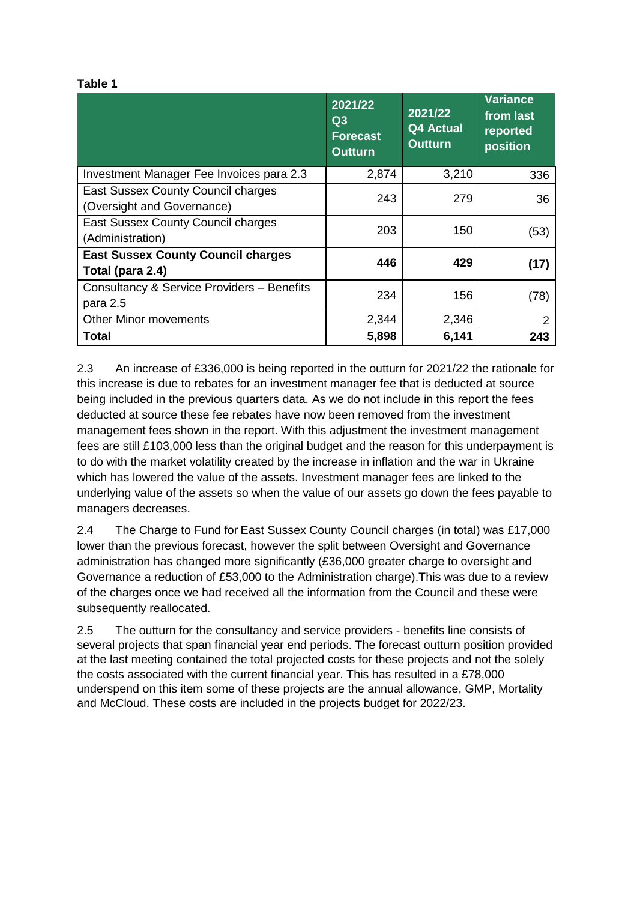**Table 1**

| | 2021/22 Q3 Forecast Outturn | 2021/22 Q4 Actual Outturn | Variance from last reported position |
|---|---|---|---|
| Investment Manager Fee Invoices para 2.3 | 2,874 | 3,210 | 336 |
| East Sussex County Council charges (Oversight and Governance) | 243 | 279 | 36 |
| East Sussex County Council charges (Administration) | 203 | 150 | (53) |
| **East Sussex County Council charges Total (para 2.4)** | **446** | **429** | **(17)** |
| Consultancy & Service Providers – Benefits para 2.5 | 234 | 156 | (78) |
| Other Minor movements | 2,344 | 2,346 | 2 |
| **Total** | **5,898** | **6,141** | **243** |

2.3 An increase of £336,000 is being reported in the outturn for 2021/22 the rationale for this increase is due to rebates for an investment manager fee that is deducted at source being included in the previous quarters data. As we do not include in this report the fees deducted at source these fee rebates have now been removed from the investment management fees shown in the report. With this adjustment the investment management fees are still £103,000 less than the original budget and the reason for this underpayment is to do with the market volatility created by the increase in inflation and the war in Ukraine which has lowered the value of the assets. Investment manager fees are linked to the underlying value of the assets so when the value of our assets go down the fees payable to managers decreases.

2.4 The Charge to Fund for East Sussex County Council charges (in total) was £17,000 lower than the previous forecast, however the split between Oversight and Governance administration has changed more significantly (£36,000 greater charge to oversight and Governance a reduction of £53,000 to the Administration charge).This was due to a review of the charges once we had received all the information from the Council and these were subsequently reallocated.

2.5 The outturn for the consultancy and service providers - benefits line consists of several projects that span financial year end periods. The forecast outturn position provided at the last meeting contained the total projected costs for these projects and not the solely the costs associated with the current financial year. This has resulted in a £78,000 underspend on this item some of these projects are the annual allowance, GMP, Mortality and McCloud. These costs are included in the projects budget for 2022/23.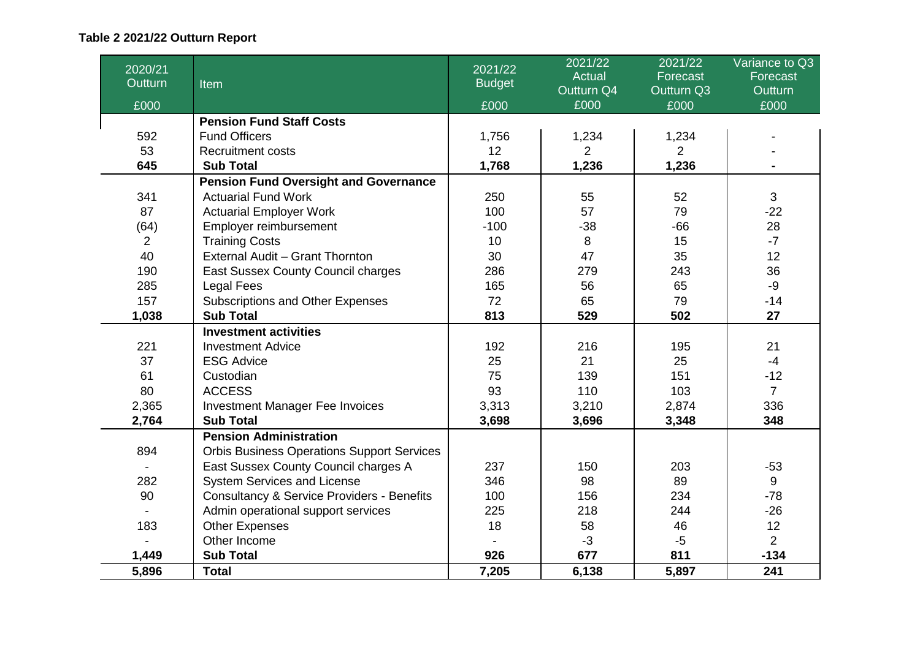**Table 2 2021/22 Outturn Report**

| 2020/21 Outturn £000 | Item | 2021/22 Budget £000 | 2021/22 Actual Outturn Q4 £000 | 2021/22 Forecast Outturn Q3 £000 | Variance to Q3 Forecast Outturn £000 |
|---|---|---|---|---|---|
| | **Pension Fund Staff Costs** | | | | |
| 592 | Fund Officers | 1,756 | 1,234 | 1,234 | - |
| 53 | Recruitment costs | 12 | 2 | 2 | - |
| **645** | **Sub Total** | **1,768** | **1,236** | **1,236** | **-** |
| | **Pension Fund Oversight and Governance** | | | | |
| 341 | Actuarial Fund Work | 250 | 55 | 52 | 3 |
| 87 | Actuarial Employer Work | 100 | 57 | 79 | -22 |
| (64) | Employer reimbursement | -100 | -38 | -66 | 28 |
| 2 | Training Costs | 10 | 8 | 15 | -7 |
| 40 | External Audit – Grant Thornton | 30 | 47 | 35 | 12 |
| 190 | East Sussex County Council charges | 286 | 279 | 243 | 36 |
| 285 | Legal Fees | 165 | 56 | 65 | -9 |
| 157 | Subscriptions and Other Expenses | 72 | 65 | 79 | -14 |
| **1,038** | **Sub Total** | **813** | **529** | **502** | **27** |
| | **Investment activities** | | | | |
| 221 | Investment Advice | 192 | 216 | 195 | 21 |
| 37 | ESG Advice | 25 | 21 | 25 | -4 |
| 61 | Custodian | 75 | 139 | 151 | -12 |
| 80 | ACCESS | 93 | 110 | 103 | 7 |
| 2,365 | Investment Manager Fee Invoices | 3,313 | 3,210 | 2,874 | 336 |
| **2,764** | **Sub Total** | **3,698** | **3,696** | **3,348** | **348** |
| | **Pension Administration** | | | | |
| 894 | Orbis Business Operations Support Services | | | | |
| - | East Sussex County Council charges A | 237 | 150 | 203 | -53 |
| 282 | System Services and License | 346 | 98 | 89 | 9 |
| 90 | Consultancy & Service Providers - Benefits | 100 | 156 | 234 | -78 |
| - | Admin operational support services | 225 | 218 | 244 | -26 |
| 183 | Other Expenses | 18 | 58 | 46 | 12 |
| - | Other Income | - | -3 | -5 | 2 |
| **1,449** | **Sub Total** | **926** | **677** | **811** | **-134** |
| **5,896** | **Total** | **7,205** | **6,138** | **5,897** | **241** |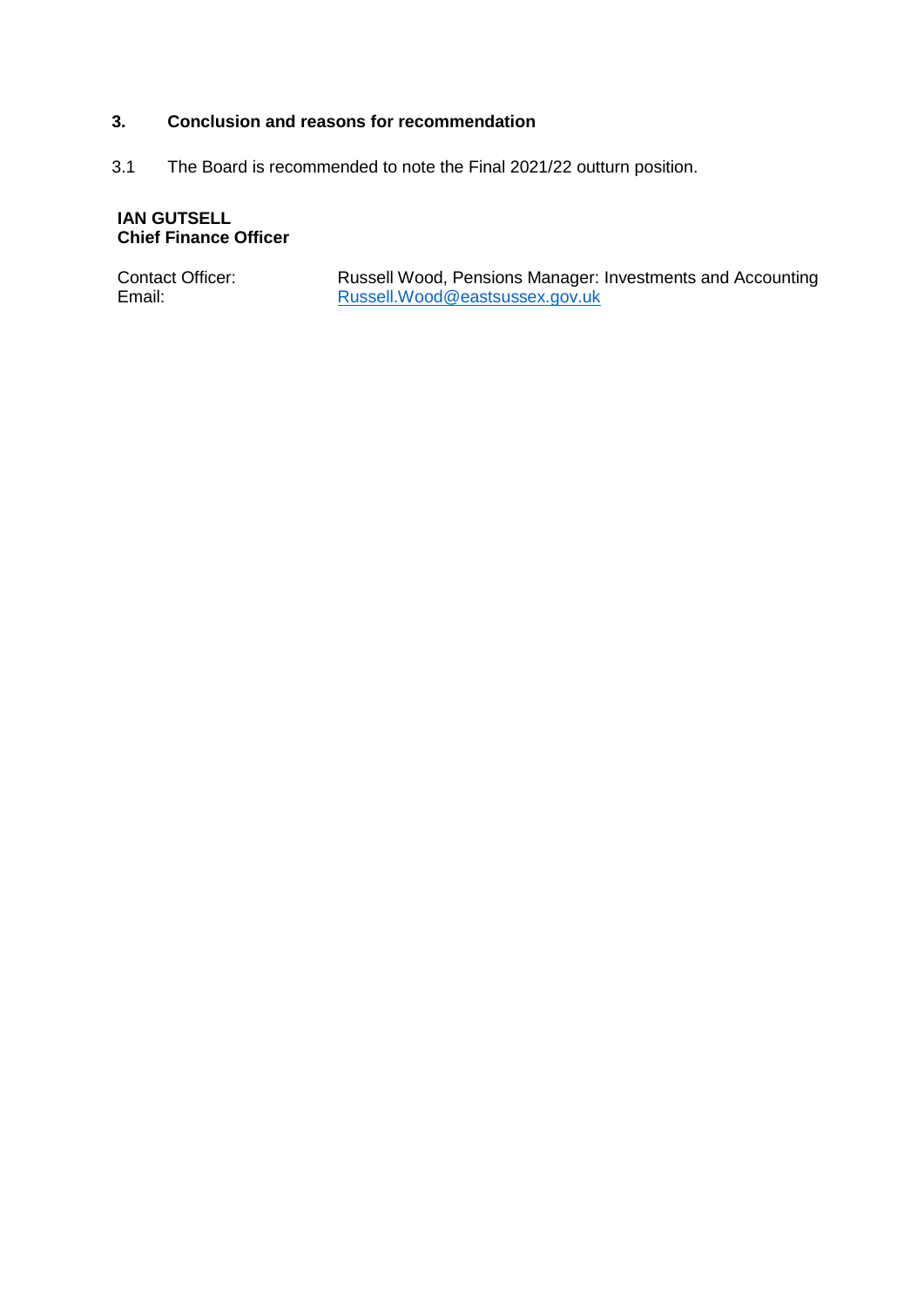## 3. Conclusion and reasons for recommendation

3.1 The Board is recommended to note the Final 2021/22 outturn position.

**IAN GUTSELL**
**Chief Finance Officer**

Contact Officer: Russell Wood, Pensions Manager: Investments and Accounting
Email: Russell.Wood@eastsussex.gov.uk